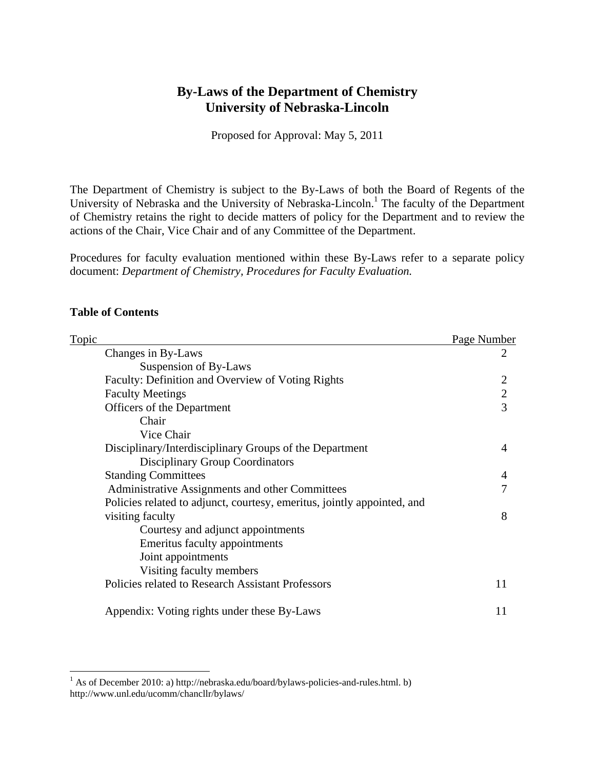# By-Laws of the Department of Chemistry
# University of Nebraska-Lincoln

Proposed for Approval: May 5, 2011

The Department of Chemistry is subject to the By-Laws of both the Board of Regents of the University of Nebraska and the University of Nebraska-Lincoln.[1] The faculty of the Department of Chemistry retains the right to decide matters of policy for the Department and to review the actions of the Chair, Vice Chair and of any Committee of the Department.

Procedures for faculty evaluation mentioned within these By-Laws refer to a separate policy document: *Department of Chemistry, Procedures for Faculty Evaluation.*

**Table of Contents**

| Topic | Page Number |
| --- | --- |
| Changes in By-Laws | 2 |
| Suspension of By-Laws | |
| Faculty: Definition and Overview of Voting Rights | 2 |
| Faculty Meetings | 2 |
| Officers of the Department | 3 |
| Chair | |
| Vice Chair | |
| Disciplinary/Interdisciplinary Groups of the Department | 4 |
| Disciplinary Group Coordinators | |
| Standing Committees | 4 |
| Administrative Assignments and other Committees | 7 |
| Policies related to adjunct, courtesy, emeritus, jointly appointed, and visiting faculty | 8 |
| Courtesy and adjunct appointments | |
| Emeritus faculty appointments | |
| Joint appointments | |
| Visiting faculty members | |
| Policies related to Research Assistant Professors | 11 |
| Appendix: Voting rights under these By-Laws | 11 |

[1] As of December 2010: a) http://nebraska.edu/board/bylaws-policies-and-rules.html. b) http://www.unl.edu/ucomm/chancllr/bylaws/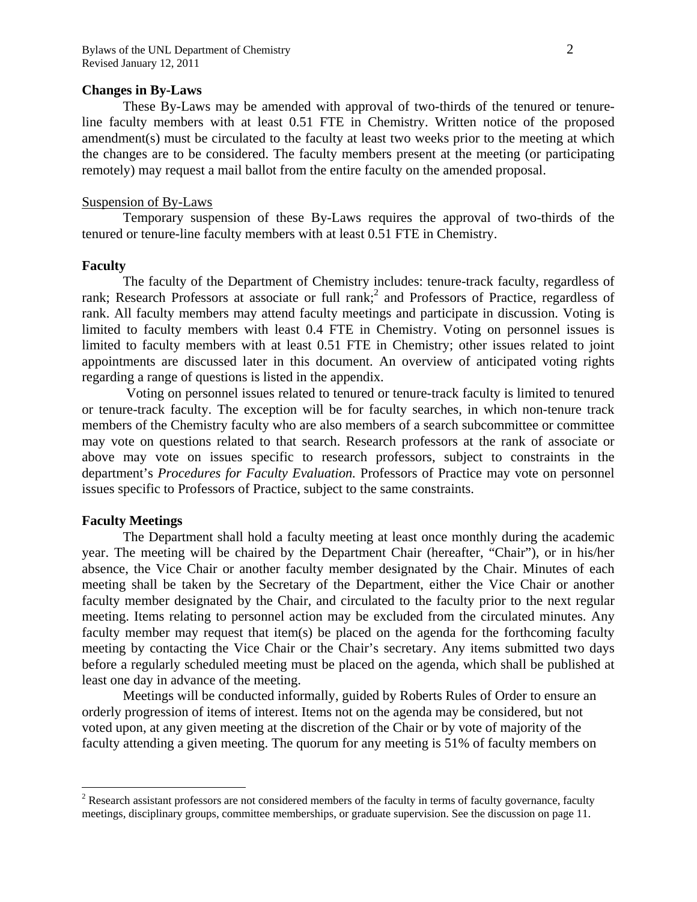**Changes in By-Laws**

These By-Laws may be amended with approval of two-thirds of the tenured or tenure-line faculty members with at least 0.51 FTE in Chemistry. Written notice of the proposed amendment(s) must be circulated to the faculty at least two weeks prior to the meeting at which the changes are to be considered. The faculty members present at the meeting (or participating remotely) may request a mail ballot from the entire faculty on the amended proposal.

Suspension of By-Laws

Temporary suspension of these By-Laws requires the approval of two-thirds of the tenured or tenure-line faculty members with at least 0.51 FTE in Chemistry.

**Faculty**

The faculty of the Department of Chemistry includes: tenure-track faculty, regardless of rank; Research Professors at associate or full rank;[2] and Professors of Practice, regardless of rank. All faculty members may attend faculty meetings and participate in discussion. Voting is limited to faculty members with least 0.4 FTE in Chemistry. Voting on personnel issues is limited to faculty members with at least 0.51 FTE in Chemistry; other issues related to joint appointments are discussed later in this document. An overview of anticipated voting rights regarding a range of questions is listed in the appendix.

Voting on personnel issues related to tenured or tenure-track faculty is limited to tenured or tenure-track faculty. The exception will be for faculty searches, in which non-tenure track members of the Chemistry faculty who are also members of a search subcommittee or committee may vote on questions related to that search. Research professors at the rank of associate or above may vote on issues specific to research professors, subject to constraints in the department's *Procedures for Faculty Evaluation.* Professors of Practice may vote on personnel issues specific to Professors of Practice, subject to the same constraints.

**Faculty Meetings**

The Department shall hold a faculty meeting at least once monthly during the academic year. The meeting will be chaired by the Department Chair (hereafter, "Chair"), or in his/her absence, the Vice Chair or another faculty member designated by the Chair. Minutes of each meeting shall be taken by the Secretary of the Department, either the Vice Chair or another faculty member designated by the Chair, and circulated to the faculty prior to the next regular meeting. Items relating to personnel action may be excluded from the circulated minutes. Any faculty member may request that item(s) be placed on the agenda for the forthcoming faculty meeting by contacting the Vice Chair or the Chair's secretary. Any items submitted two days before a regularly scheduled meeting must be placed on the agenda, which shall be published at least one day in advance of the meeting.

Meetings will be conducted informally, guided by Roberts Rules of Order to ensure an orderly progression of items of interest. Items not on the agenda may be considered, but not voted upon, at any given meeting at the discretion of the Chair or by vote of majority of the faculty attending a given meeting. The quorum for any meeting is 51% of faculty members on

[2] Research assistant professors are not considered members of the faculty in terms of faculty governance, faculty meetings, disciplinary groups, committee memberships, or graduate supervision. See the discussion on page 11.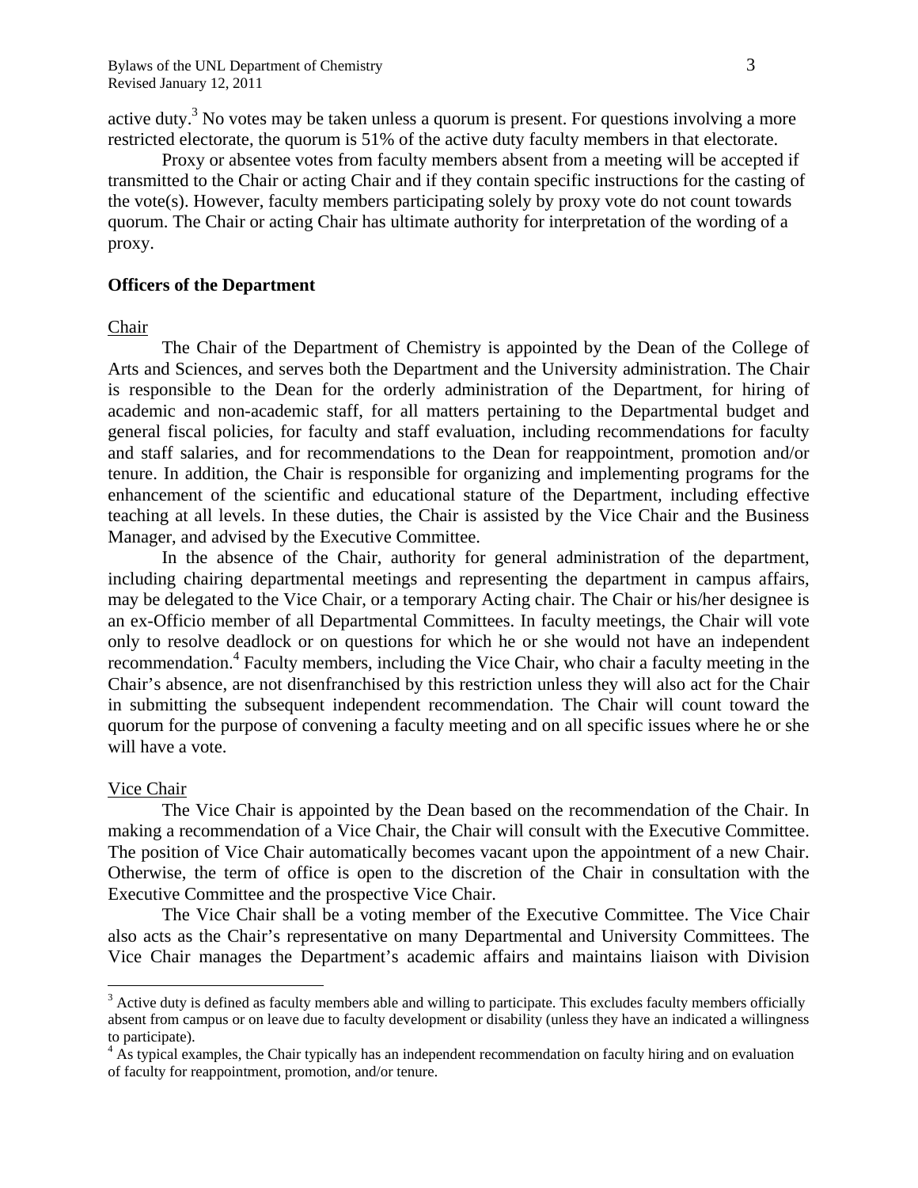active duty.[3] No votes may be taken unless a quorum is present. For questions involving a more restricted electorate, the quorum is 51% of the active duty faculty members in that electorate.

Proxy or absentee votes from faculty members absent from a meeting will be accepted if transmitted to the Chair or acting Chair and if they contain specific instructions for the casting of the vote(s). However, faculty members participating solely by proxy vote do not count towards quorum. The Chair or acting Chair has ultimate authority for interpretation of the wording of a proxy.

**Officers of the Department**

Chair

The Chair of the Department of Chemistry is appointed by the Dean of the College of Arts and Sciences, and serves both the Department and the University administration. The Chair is responsible to the Dean for the orderly administration of the Department, for hiring of academic and non-academic staff, for all matters pertaining to the Departmental budget and general fiscal policies, for faculty and staff evaluation, including recommendations for faculty and staff salaries, and for recommendations to the Dean for reappointment, promotion and/or tenure. In addition, the Chair is responsible for organizing and implementing programs for the enhancement of the scientific and educational stature of the Department, including effective teaching at all levels. In these duties, the Chair is assisted by the Vice Chair and the Business Manager, and advised by the Executive Committee.

In the absence of the Chair, authority for general administration of the department, including chairing departmental meetings and representing the department in campus affairs, may be delegated to the Vice Chair, or a temporary Acting chair. The Chair or his/her designee is an ex-Officio member of all Departmental Committees. In faculty meetings, the Chair will vote only to resolve deadlock or on questions for which he or she would not have an independent recommendation.[4] Faculty members, including the Vice Chair, who chair a faculty meeting in the Chair's absence, are not disenfranchised by this restriction unless they will also act for the Chair in submitting the subsequent independent recommendation. The Chair will count toward the quorum for the purpose of convening a faculty meeting and on all specific issues where he or she will have a vote.

Vice Chair

The Vice Chair is appointed by the Dean based on the recommendation of the Chair. In making a recommendation of a Vice Chair, the Chair will consult with the Executive Committee. The position of Vice Chair automatically becomes vacant upon the appointment of a new Chair. Otherwise, the term of office is open to the discretion of the Chair in consultation with the Executive Committee and the prospective Vice Chair.

The Vice Chair shall be a voting member of the Executive Committee. The Vice Chair also acts as the Chair's representative on many Departmental and University Committees. The Vice Chair manages the Department's academic affairs and maintains liaison with Division

---

[3] Active duty is defined as faculty members able and willing to participate. This excludes faculty members officially absent from campus or on leave due to faculty development or disability (unless they have an indicated a willingness to participate).

[4] As typical examples, the Chair typically has an independent recommendation on faculty hiring and on evaluation of faculty for reappointment, promotion, and/or tenure.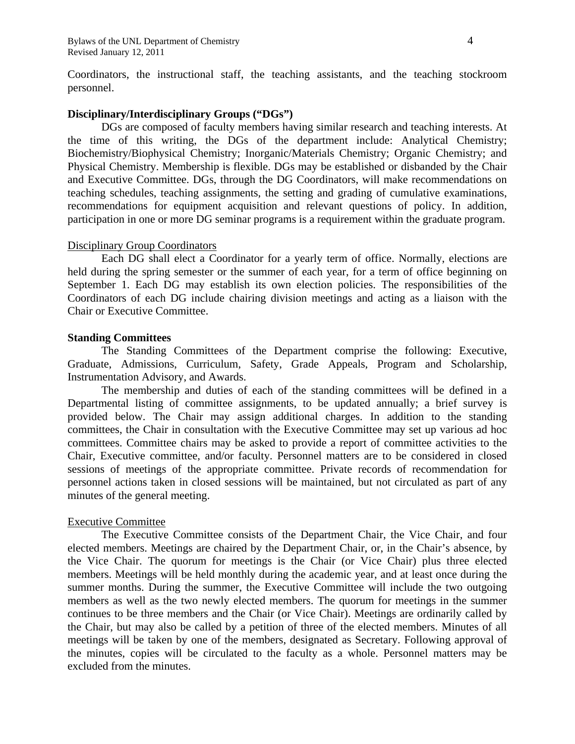Coordinators, the instructional staff, the teaching assistants, and the teaching stockroom personnel.

**Disciplinary/Interdisciplinary Groups ("DGs")**

DGs are composed of faculty members having similar research and teaching interests. At the time of this writing, the DGs of the department include: Analytical Chemistry; Biochemistry/Biophysical Chemistry; Inorganic/Materials Chemistry; Organic Chemistry; and Physical Chemistry. Membership is flexible. DGs may be established or disbanded by the Chair and Executive Committee. DGs, through the DG Coordinators, will make recommendations on teaching schedules, teaching assignments, the setting and grading of cumulative examinations, recommendations for equipment acquisition and relevant questions of policy. In addition, participation in one or more DG seminar programs is a requirement within the graduate program.

Disciplinary Group Coordinators

Each DG shall elect a Coordinator for a yearly term of office. Normally, elections are held during the spring semester or the summer of each year, for a term of office beginning on September 1. Each DG may establish its own election policies. The responsibilities of the Coordinators of each DG include chairing division meetings and acting as a liaison with the Chair or Executive Committee.

**Standing Committees**

The Standing Committees of the Department comprise the following: Executive, Graduate, Admissions, Curriculum, Safety, Grade Appeals, Program and Scholarship, Instrumentation Advisory, and Awards.

The membership and duties of each of the standing committees will be defined in a Departmental listing of committee assignments, to be updated annually; a brief survey is provided below. The Chair may assign additional charges. In addition to the standing committees, the Chair in consultation with the Executive Committee may set up various ad hoc committees. Committee chairs may be asked to provide a report of committee activities to the Chair, Executive committee, and/or faculty. Personnel matters are to be considered in closed sessions of meetings of the appropriate committee. Private records of recommendation for personnel actions taken in closed sessions will be maintained, but not circulated as part of any minutes of the general meeting.

Executive Committee

The Executive Committee consists of the Department Chair, the Vice Chair, and four elected members. Meetings are chaired by the Department Chair, or, in the Chair's absence, by the Vice Chair. The quorum for meetings is the Chair (or Vice Chair) plus three elected members. Meetings will be held monthly during the academic year, and at least once during the summer months. During the summer, the Executive Committee will include the two outgoing members as well as the two newly elected members. The quorum for meetings in the summer continues to be three members and the Chair (or Vice Chair). Meetings are ordinarily called by the Chair, but may also be called by a petition of three of the elected members. Minutes of all meetings will be taken by one of the members, designated as Secretary. Following approval of the minutes, copies will be circulated to the faculty as a whole. Personnel matters may be excluded from the minutes.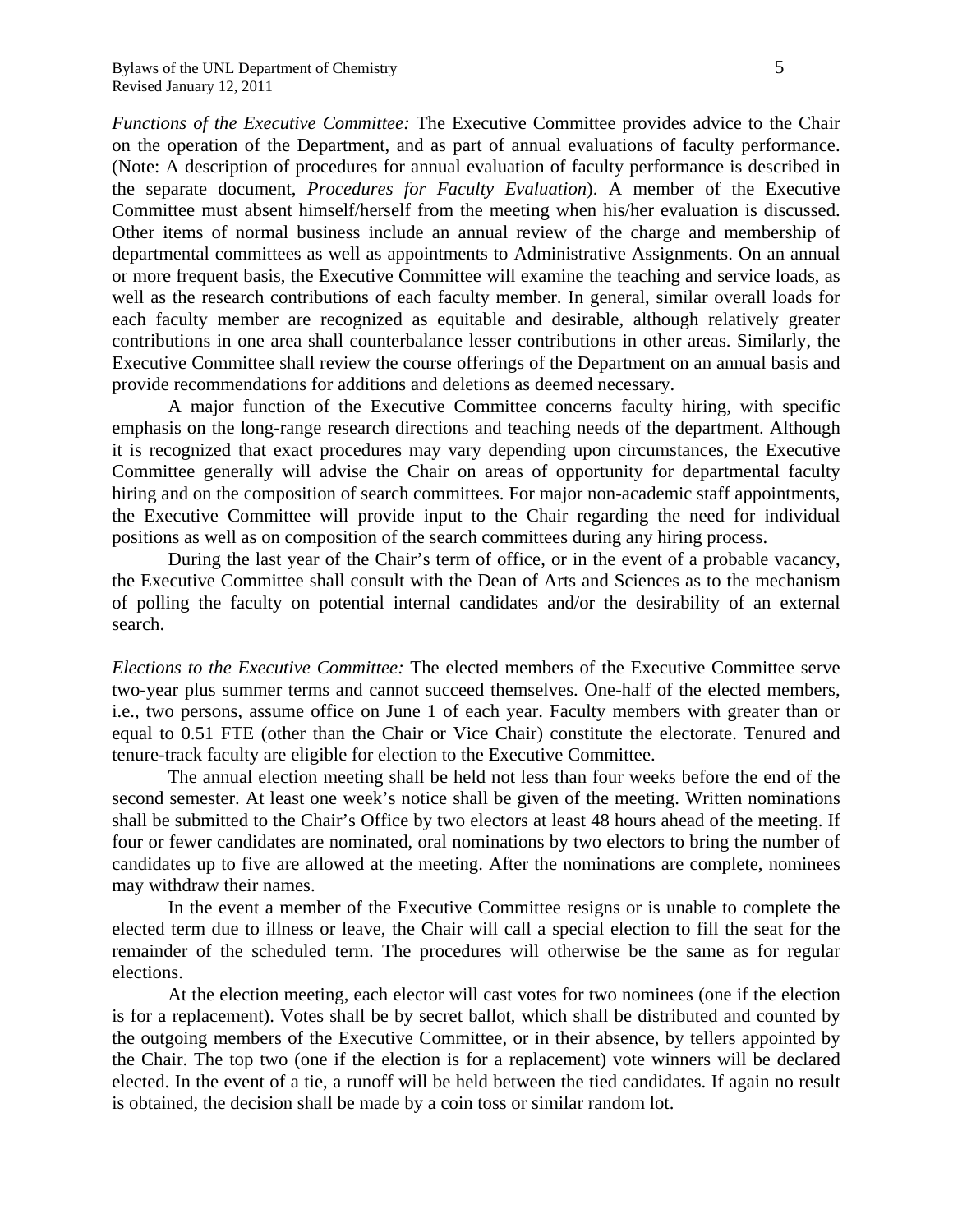*Functions of the Executive Committee:* The Executive Committee provides advice to the Chair on the operation of the Department, and as part of annual evaluations of faculty performance. (Note: A description of procedures for annual evaluation of faculty performance is described in the separate document, *Procedures for Faculty Evaluation*). A member of the Executive Committee must absent himself/herself from the meeting when his/her evaluation is discussed. Other items of normal business include an annual review of the charge and membership of departmental committees as well as appointments to Administrative Assignments. On an annual or more frequent basis, the Executive Committee will examine the teaching and service loads, as well as the research contributions of each faculty member. In general, similar overall loads for each faculty member are recognized as equitable and desirable, although relatively greater contributions in one area shall counterbalance lesser contributions in other areas. Similarly, the Executive Committee shall review the course offerings of the Department on an annual basis and provide recommendations for additions and deletions as deemed necessary.

A major function of the Executive Committee concerns faculty hiring, with specific emphasis on the long-range research directions and teaching needs of the department. Although it is recognized that exact procedures may vary depending upon circumstances, the Executive Committee generally will advise the Chair on areas of opportunity for departmental faculty hiring and on the composition of search committees. For major non-academic staff appointments, the Executive Committee will provide input to the Chair regarding the need for individual positions as well as on composition of the search committees during any hiring process.

During the last year of the Chair's term of office, or in the event of a probable vacancy, the Executive Committee shall consult with the Dean of Arts and Sciences as to the mechanism of polling the faculty on potential internal candidates and/or the desirability of an external search.

*Elections to the Executive Committee:* The elected members of the Executive Committee serve two-year plus summer terms and cannot succeed themselves. One-half of the elected members, i.e., two persons, assume office on June 1 of each year. Faculty members with greater than or equal to 0.51 FTE (other than the Chair or Vice Chair) constitute the electorate. Tenured and tenure-track faculty are eligible for election to the Executive Committee.

The annual election meeting shall be held not less than four weeks before the end of the second semester. At least one week's notice shall be given of the meeting. Written nominations shall be submitted to the Chair's Office by two electors at least 48 hours ahead of the meeting. If four or fewer candidates are nominated, oral nominations by two electors to bring the number of candidates up to five are allowed at the meeting. After the nominations are complete, nominees may withdraw their names.

In the event a member of the Executive Committee resigns or is unable to complete the elected term due to illness or leave, the Chair will call a special election to fill the seat for the remainder of the scheduled term. The procedures will otherwise be the same as for regular elections.

At the election meeting, each elector will cast votes for two nominees (one if the election is for a replacement). Votes shall be by secret ballot, which shall be distributed and counted by the outgoing members of the Executive Committee, or in their absence, by tellers appointed by the Chair. The top two (one if the election is for a replacement) vote winners will be declared elected. In the event of a tie, a runoff will be held between the tied candidates. If again no result is obtained, the decision shall be made by a coin toss or similar random lot.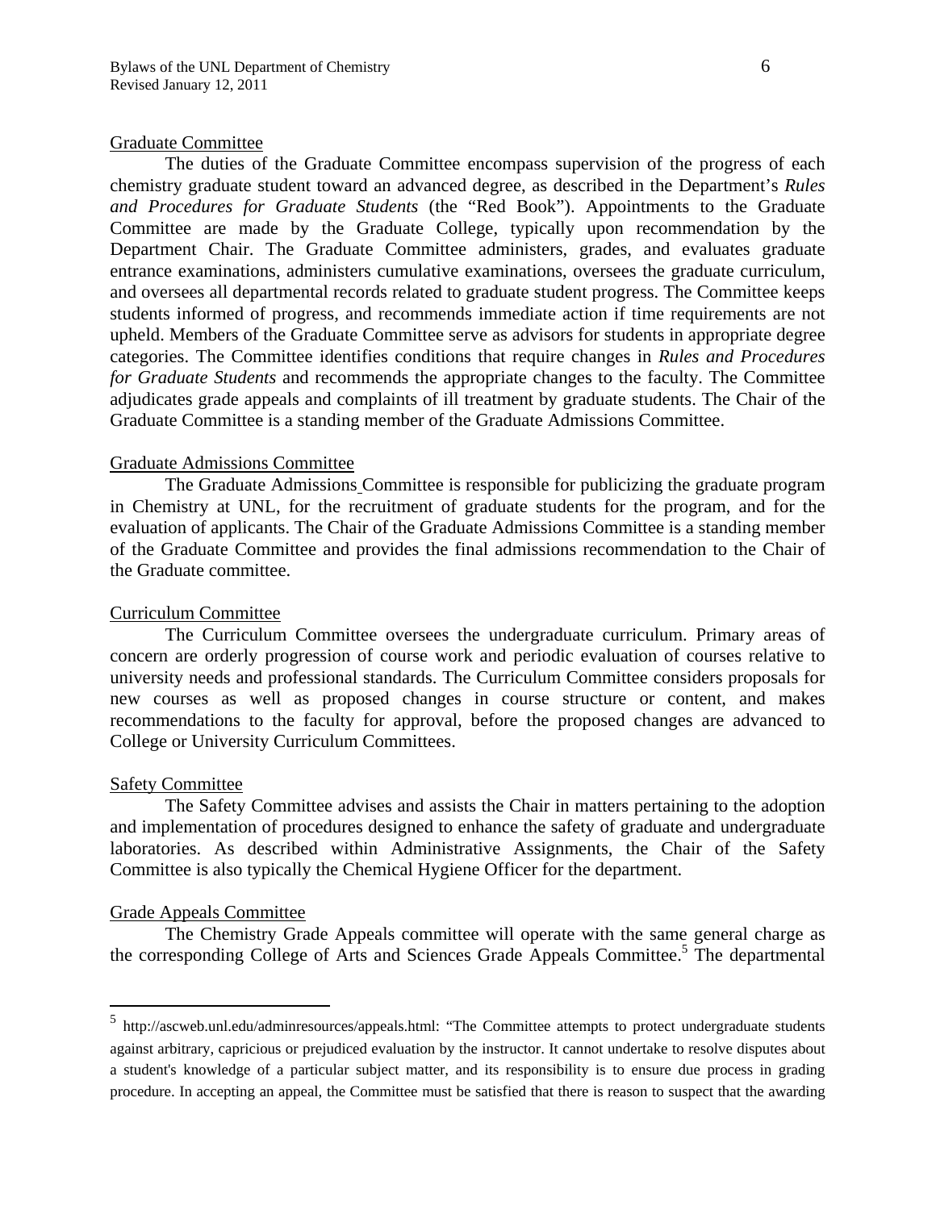### Graduate Committee

The duties of the Graduate Committee encompass supervision of the progress of each chemistry graduate student toward an advanced degree, as described in the Department's *Rules and Procedures for Graduate Students* (the "Red Book"). Appointments to the Graduate Committee are made by the Graduate College, typically upon recommendation by the Department Chair. The Graduate Committee administers, grades, and evaluates graduate entrance examinations, administers cumulative examinations, oversees the graduate curriculum, and oversees all departmental records related to graduate student progress. The Committee keeps students informed of progress, and recommends immediate action if time requirements are not upheld. Members of the Graduate Committee serve as advisors for students in appropriate degree categories. The Committee identifies conditions that require changes in *Rules and Procedures for Graduate Students* and recommends the appropriate changes to the faculty. The Committee adjudicates grade appeals and complaints of ill treatment by graduate students. The Chair of the Graduate Committee is a standing member of the Graduate Admissions Committee.

### Graduate Admissions Committee

The Graduate Admissions Committee is responsible for publicizing the graduate program in Chemistry at UNL, for the recruitment of graduate students for the program, and for the evaluation of applicants. The Chair of the Graduate Admissions Committee is a standing member of the Graduate Committee and provides the final admissions recommendation to the Chair of the Graduate committee.

### Curriculum Committee

The Curriculum Committee oversees the undergraduate curriculum. Primary areas of concern are orderly progression of course work and periodic evaluation of courses relative to university needs and professional standards. The Curriculum Committee considers proposals for new courses as well as proposed changes in course structure or content, and makes recommendations to the faculty for approval, before the proposed changes are advanced to College or University Curriculum Committees.

### Safety Committee

The Safety Committee advises and assists the Chair in matters pertaining to the adoption and implementation of procedures designed to enhance the safety of graduate and undergraduate laboratories. As described within Administrative Assignments, the Chair of the Safety Committee is also typically the Chemical Hygiene Officer for the department.

### Grade Appeals Committee

The Chemistry Grade Appeals committee will operate with the same general charge as the corresponding College of Arts and Sciences Grade Appeals Committee.[5] The departmental

---

[5] http://ascweb.unl.edu/adminresources/appeals.html: "The Committee attempts to protect undergraduate students against arbitrary, capricious or prejudiced evaluation by the instructor. It cannot undertake to resolve disputes about a student's knowledge of a particular subject matter, and its responsibility is to ensure due process in grading procedure. In accepting an appeal, the Committee must be satisfied that there is reason to suspect that the awarding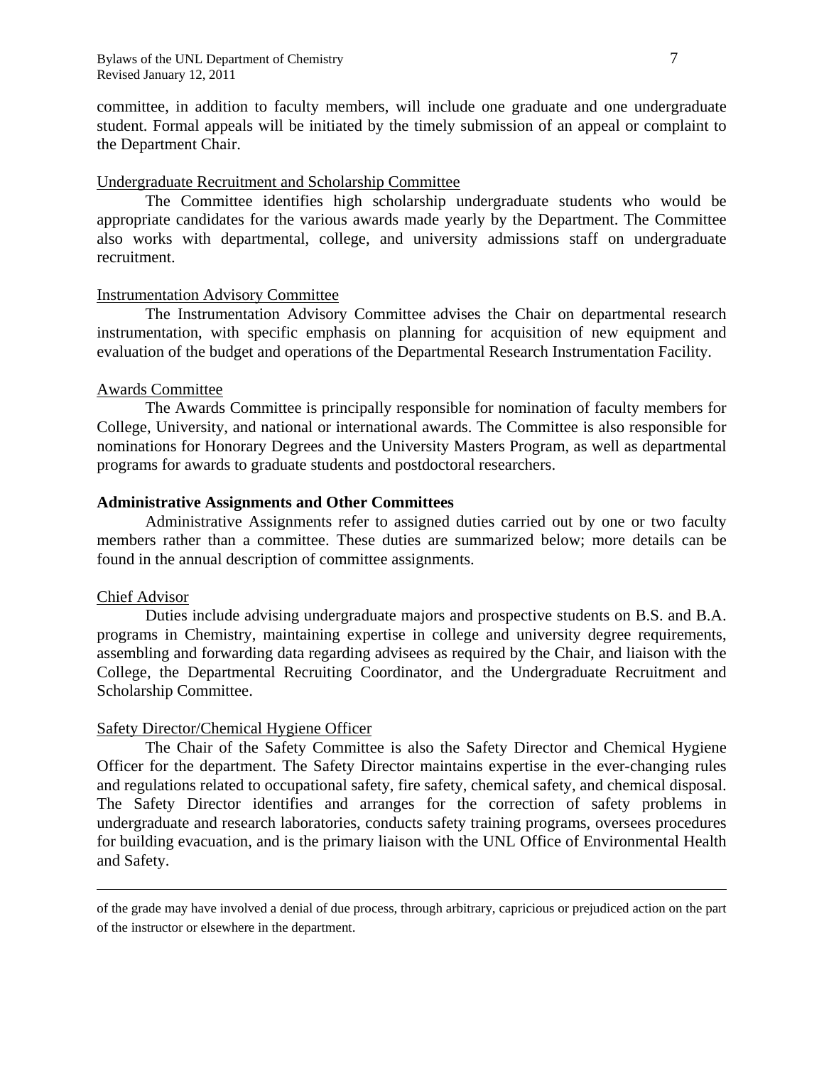committee, in addition to faculty members, will include one graduate and one undergraduate student. Formal appeals will be initiated by the timely submission of an appeal or complaint to the Department Chair.

Undergraduate Recruitment and Scholarship Committee

The Committee identifies high scholarship undergraduate students who would be appropriate candidates for the various awards made yearly by the Department. The Committee also works with departmental, college, and university admissions staff on undergraduate recruitment.

Instrumentation Advisory Committee

The Instrumentation Advisory Committee advises the Chair on departmental research instrumentation, with specific emphasis on planning for acquisition of new equipment and evaluation of the budget and operations of the Departmental Research Instrumentation Facility.

Awards Committee

The Awards Committee is principally responsible for nomination of faculty members for College, University, and national or international awards. The Committee is also responsible for nominations for Honorary Degrees and the University Masters Program, as well as departmental programs for awards to graduate students and postdoctoral researchers.

**Administrative Assignments and Other Committees**

Administrative Assignments refer to assigned duties carried out by one or two faculty members rather than a committee. These duties are summarized below; more details can be found in the annual description of committee assignments.

Chief Advisor

Duties include advising undergraduate majors and prospective students on B.S. and B.A. programs in Chemistry, maintaining expertise in college and university degree requirements, assembling and forwarding data regarding advisees as required by the Chair, and liaison with the College, the Departmental Recruiting Coordinator, and the Undergraduate Recruitment and Scholarship Committee.

Safety Director/Chemical Hygiene Officer

The Chair of the Safety Committee is also the Safety Director and Chemical Hygiene Officer for the department. The Safety Director maintains expertise in the ever-changing rules and regulations related to occupational safety, fire safety, chemical safety, and chemical disposal. The Safety Director identifies and arranges for the correction of safety problems in undergraduate and research laboratories, conducts safety training programs, oversees procedures for building evacuation, and is the primary liaison with the UNL Office of Environmental Health and Safety.

---

of the grade may have involved a denial of due process, through arbitrary, capricious or prejudiced action on the part of the instructor or elsewhere in the department.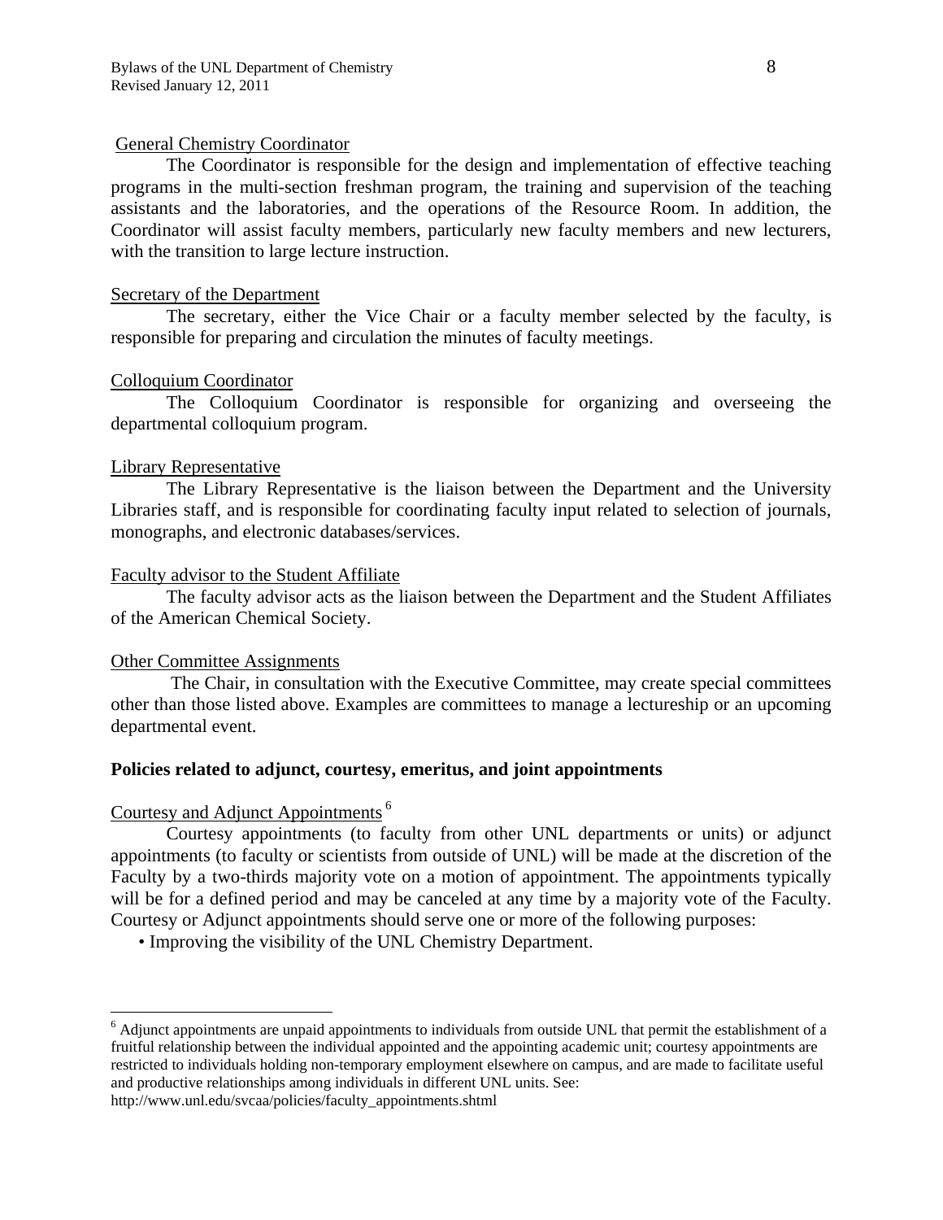General Chemistry Coordinator

The Coordinator is responsible for the design and implementation of effective teaching programs in the multi-section freshman program, the training and supervision of the teaching assistants and the laboratories, and the operations of the Resource Room. In addition, the Coordinator will assist faculty members, particularly new faculty members and new lecturers, with the transition to large lecture instruction.

Secretary of the Department

The secretary, either the Vice Chair or a faculty member selected by the faculty, is responsible for preparing and circulation the minutes of faculty meetings.

Colloquium Coordinator

The Colloquium Coordinator is responsible for organizing and overseeing the departmental colloquium program.

Library Representative

The Library Representative is the liaison between the Department and the University Libraries staff, and is responsible for coordinating faculty input related to selection of journals, monographs, and electronic databases/services.

Faculty advisor to the Student Affiliate

The faculty advisor acts as the liaison between the Department and the Student Affiliates of the American Chemical Society.

Other Committee Assignments

The Chair, in consultation with the Executive Committee, may create special committees other than those listed above. Examples are committees to manage a lectureship or an upcoming departmental event.

**Policies related to adjunct, courtesy, emeritus, and joint appointments**

Courtesy and Adjunct Appointments [6]

Courtesy appointments (to faculty from other UNL departments or units) or adjunct appointments (to faculty or scientists from outside of UNL) will be made at the discretion of the Faculty by a two-thirds majority vote on a motion of appointment. The appointments typically will be for a defined period and may be canceled at any time by a majority vote of the Faculty. Courtesy or Adjunct appointments should serve one or more of the following purposes:

- Improving the visibility of the UNL Chemistry Department.

---

[6] Adjunct appointments are unpaid appointments to individuals from outside UNL that permit the establishment of a fruitful relationship between the individual appointed and the appointing academic unit; courtesy appointments are restricted to individuals holding non-temporary employment elsewhere on campus, and are made to facilitate useful and productive relationships among individuals in different UNL units. See: http://www.unl.edu/svcaa/policies/faculty_appointments.shtml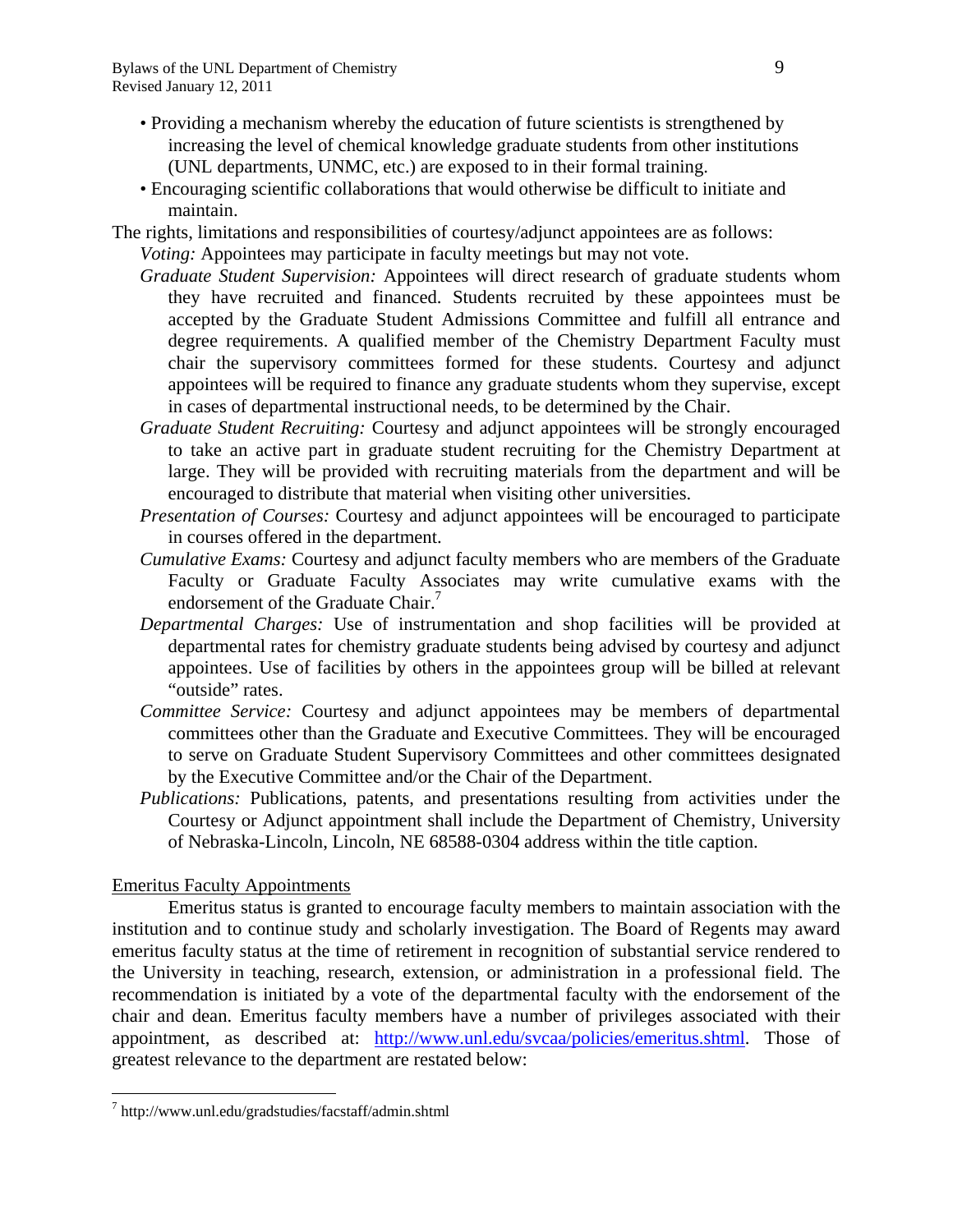- Providing a mechanism whereby the education of future scientists is strengthened by increasing the level of chemical knowledge graduate students from other institutions (UNL departments, UNMC, etc.) are exposed to in their formal training.
- Encouraging scientific collaborations that would otherwise be difficult to initiate and maintain.

The rights, limitations and responsibilities of courtesy/adjunct appointees are as follows:

*Voting:* Appointees may participate in faculty meetings but may not vote.

*Graduate Student Supervision:* Appointees will direct research of graduate students whom they have recruited and financed. Students recruited by these appointees must be accepted by the Graduate Student Admissions Committee and fulfill all entrance and degree requirements. A qualified member of the Chemistry Department Faculty must chair the supervisory committees formed for these students. Courtesy and adjunct appointees will be required to finance any graduate students whom they supervise, except in cases of departmental instructional needs, to be determined by the Chair.

*Graduate Student Recruiting:* Courtesy and adjunct appointees will be strongly encouraged to take an active part in graduate student recruiting for the Chemistry Department at large. They will be provided with recruiting materials from the department and will be encouraged to distribute that material when visiting other universities.

*Presentation of Courses:* Courtesy and adjunct appointees will be encouraged to participate in courses offered in the department.

*Cumulative Exams:* Courtesy and adjunct faculty members who are members of the Graduate Faculty or Graduate Faculty Associates may write cumulative exams with the endorsement of the Graduate Chair.[7]

*Departmental Charges:* Use of instrumentation and shop facilities will be provided at departmental rates for chemistry graduate students being advised by courtesy and adjunct appointees. Use of facilities by others in the appointees group will be billed at relevant "outside" rates.

*Committee Service:* Courtesy and adjunct appointees may be members of departmental committees other than the Graduate and Executive Committees. They will be encouraged to serve on Graduate Student Supervisory Committees and other committees designated by the Executive Committee and/or the Chair of the Department.

*Publications:* Publications, patents, and presentations resulting from activities under the Courtesy or Adjunct appointment shall include the Department of Chemistry, University of Nebraska-Lincoln, Lincoln, NE 68588-0304 address within the title caption.

## Emeritus Faculty Appointments

Emeritus status is granted to encourage faculty members to maintain association with the institution and to continue study and scholarly investigation. The Board of Regents may award emeritus faculty status at the time of retirement in recognition of substantial service rendered to the University in teaching, research, extension, or administration in a professional field. The recommendation is initiated by a vote of the departmental faculty with the endorsement of the chair and dean. Emeritus faculty members have a number of privileges associated with their appointment, as described at: http://www.unl.edu/svcaa/policies/emeritus.shtml. Those of greatest relevance to the department are restated below:

---

[7] http://www.unl.edu/gradstudies/facstaff/admin.shtml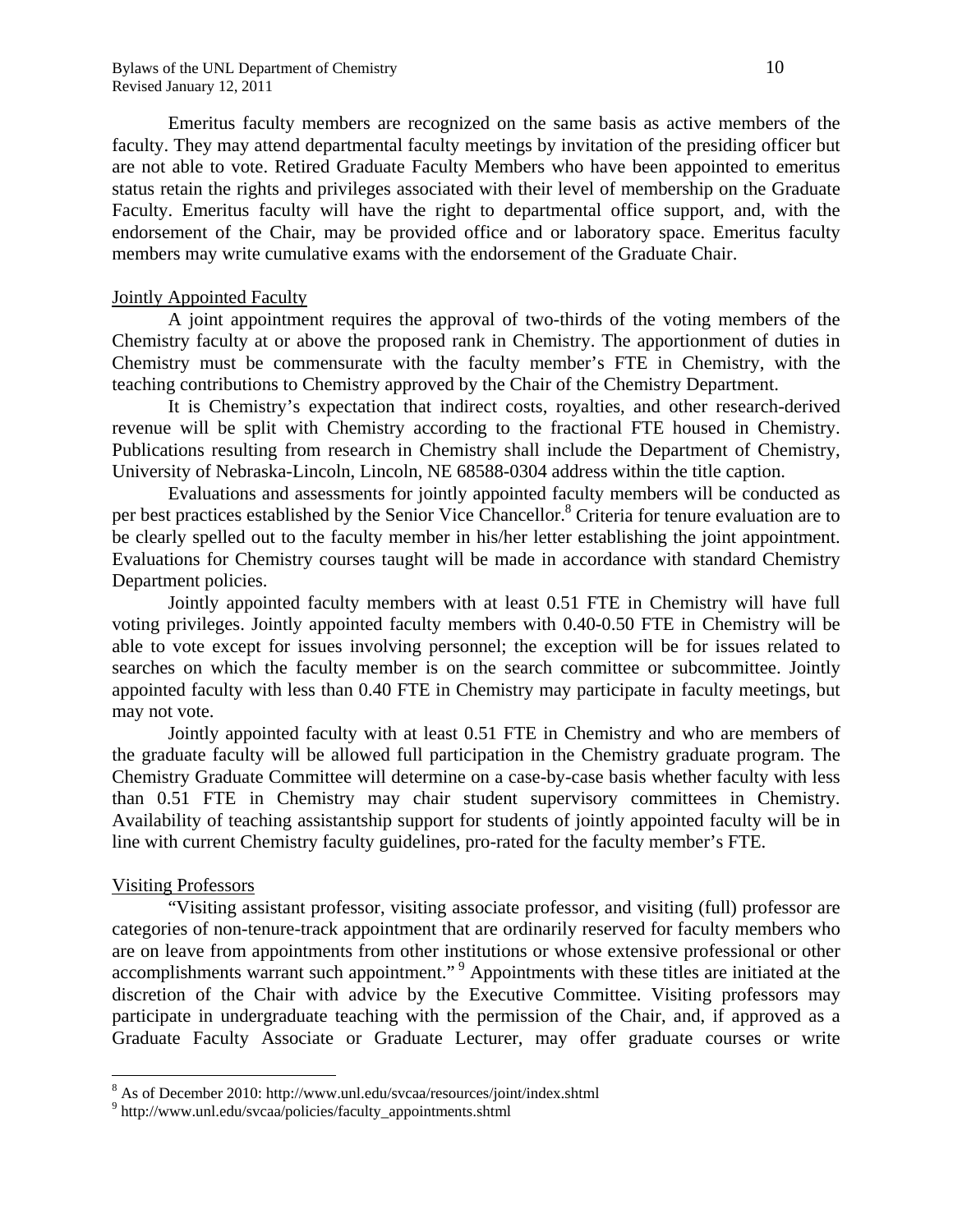Emeritus faculty members are recognized on the same basis as active members of the faculty. They may attend departmental faculty meetings by invitation of the presiding officer but are not able to vote. Retired Graduate Faculty Members who have been appointed to emeritus status retain the rights and privileges associated with their level of membership on the Graduate Faculty. Emeritus faculty will have the right to departmental office support, and, with the endorsement of the Chair, may be provided office and or laboratory space. Emeritus faculty members may write cumulative exams with the endorsement of the Graduate Chair.

## Jointly Appointed Faculty

A joint appointment requires the approval of two-thirds of the voting members of the Chemistry faculty at or above the proposed rank in Chemistry. The apportionment of duties in Chemistry must be commensurate with the faculty member's FTE in Chemistry, with the teaching contributions to Chemistry approved by the Chair of the Chemistry Department.

It is Chemistry's expectation that indirect costs, royalties, and other research-derived revenue will be split with Chemistry according to the fractional FTE housed in Chemistry. Publications resulting from research in Chemistry shall include the Department of Chemistry, University of Nebraska-Lincoln, Lincoln, NE 68588-0304 address within the title caption.

Evaluations and assessments for jointly appointed faculty members will be conducted as per best practices established by the Senior Vice Chancellor.[8] Criteria for tenure evaluation are to be clearly spelled out to the faculty member in his/her letter establishing the joint appointment. Evaluations for Chemistry courses taught will be made in accordance with standard Chemistry Department policies.

Jointly appointed faculty members with at least 0.51 FTE in Chemistry will have full voting privileges. Jointly appointed faculty members with 0.40-0.50 FTE in Chemistry will be able to vote except for issues involving personnel; the exception will be for issues related to searches on which the faculty member is on the search committee or subcommittee. Jointly appointed faculty with less than 0.40 FTE in Chemistry may participate in faculty meetings, but may not vote.

Jointly appointed faculty with at least 0.51 FTE in Chemistry and who are members of the graduate faculty will be allowed full participation in the Chemistry graduate program. The Chemistry Graduate Committee will determine on a case-by-case basis whether faculty with less than 0.51 FTE in Chemistry may chair student supervisory committees in Chemistry. Availability of teaching assistantship support for students of jointly appointed faculty will be in line with current Chemistry faculty guidelines, pro-rated for the faculty member's FTE.

## Visiting Professors

"Visiting assistant professor, visiting associate professor, and visiting (full) professor are categories of non-tenure-track appointment that are ordinarily reserved for faculty members who are on leave from appointments from other institutions or whose extensive professional or other accomplishments warrant such appointment." [9] Appointments with these titles are initiated at the discretion of the Chair with advice by the Executive Committee. Visiting professors may participate in undergraduate teaching with the permission of the Chair, and, if approved as a Graduate Faculty Associate or Graduate Lecturer, may offer graduate courses or write

---

[8] As of December 2010: http://www.unl.edu/svcaa/resources/joint/index.shtml

[9] http://www.unl.edu/svcaa/policies/faculty_appointments.shtml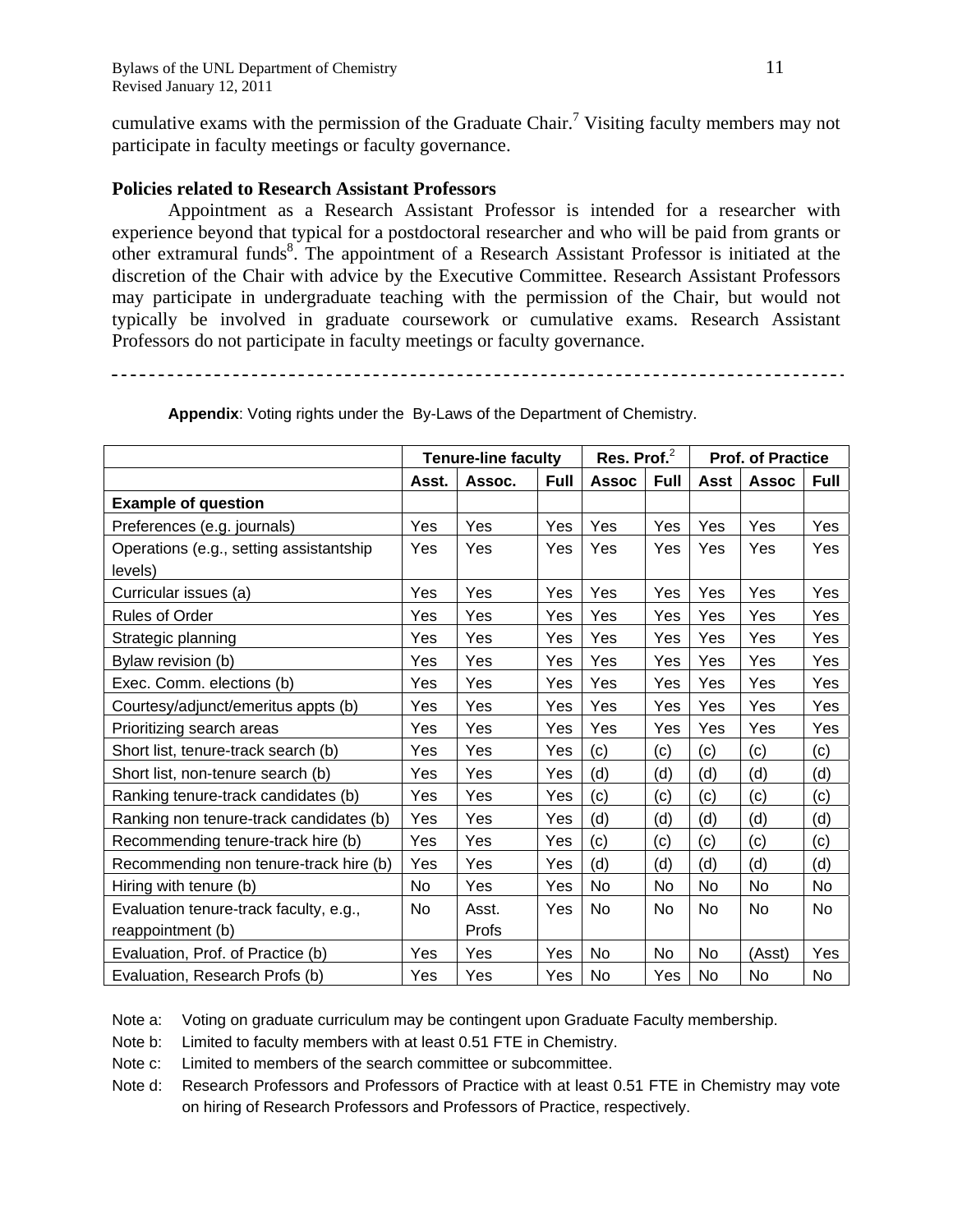cumulative exams with the permission of the Graduate Chair.[7] Visiting faculty members may not participate in faculty meetings or faculty governance.

**Policies related to Research Assistant Professors**

Appointment as a Research Assistant Professor is intended for a researcher with experience beyond that typical for a postdoctoral researcher and who will be paid from grants or other extramural funds[8]. The appointment of a Research Assistant Professor is initiated at the discretion of the Chair with advice by the Executive Committee. Research Assistant Professors may participate in undergraduate teaching with the permission of the Chair, but would not typically be involved in graduate coursework or cumulative exams. Research Assistant Professors do not participate in faculty meetings or faculty governance.

---

**Appendix**: Voting rights under the By-Laws of the Department of Chemistry.

| | **Tenure-line faculty** | | | **Res. Prof.**[2] | | **Prof. of Practice** | | |
|---|---|---|---|---|---|---|---|---|
| | **Asst.** | **Assoc.** | **Full** | **Assoc** | **Full** | **Asst** | **Assoc** | **Full** |
| **Example of question** | | | | | | | | |
| Preferences (e.g. journals) | Yes | Yes | Yes | Yes | Yes | Yes | Yes | Yes |
| Operations (e.g., setting assistantship levels) | Yes | Yes | Yes | Yes | Yes | Yes | Yes | Yes |
| Curricular issues (a) | Yes | Yes | Yes | Yes | Yes | Yes | Yes | Yes |
| Rules of Order | Yes | Yes | Yes | Yes | Yes | Yes | Yes | Yes |
| Strategic planning | Yes | Yes | Yes | Yes | Yes | Yes | Yes | Yes |
| Bylaw revision (b) | Yes | Yes | Yes | Yes | Yes | Yes | Yes | Yes |
| Exec. Comm. elections (b) | Yes | Yes | Yes | Yes | Yes | Yes | Yes | Yes |
| Courtesy/adjunct/emeritus appts (b) | Yes | Yes | Yes | Yes | Yes | Yes | Yes | Yes |
| Prioritizing search areas | Yes | Yes | Yes | Yes | Yes | Yes | Yes | Yes |
| Short list, tenure-track search (b) | Yes | Yes | Yes | (c) | (c) | (c) | (c) | (c) |
| Short list, non-tenure search (b) | Yes | Yes | Yes | (d) | (d) | (d) | (d) | (d) |
| Ranking tenure-track candidates (b) | Yes | Yes | Yes | (c) | (c) | (c) | (c) | (c) |
| Ranking non tenure-track candidates (b) | Yes | Yes | Yes | (d) | (d) | (d) | (d) | (d) |
| Recommending tenure-track hire (b) | Yes | Yes | Yes | (c) | (c) | (c) | (c) | (c) |
| Recommending non tenure-track hire (b) | Yes | Yes | Yes | (d) | (d) | (d) | (d) | (d) |
| Hiring with tenure (b) | No | Yes | Yes | No | No | No | No | No |
| Evaluation tenure-track faculty, e.g., reappointment (b) | No | Asst. Profs | Yes | No | No | No | No | No |
| Evaluation, Prof. of Practice (b) | Yes | Yes | Yes | No | No | No | (Asst) | Yes |
| Evaluation, Research Profs (b) | Yes | Yes | Yes | No | Yes | No | No | No |

Note a: Voting on graduate curriculum may be contingent upon Graduate Faculty membership.

Note b: Limited to faculty members with at least 0.51 FTE in Chemistry.

Note c: Limited to members of the search committee or subcommittee.

Note d: Research Professors and Professors of Practice with at least 0.51 FTE in Chemistry may vote on hiring of Research Professors and Professors of Practice, respectively.